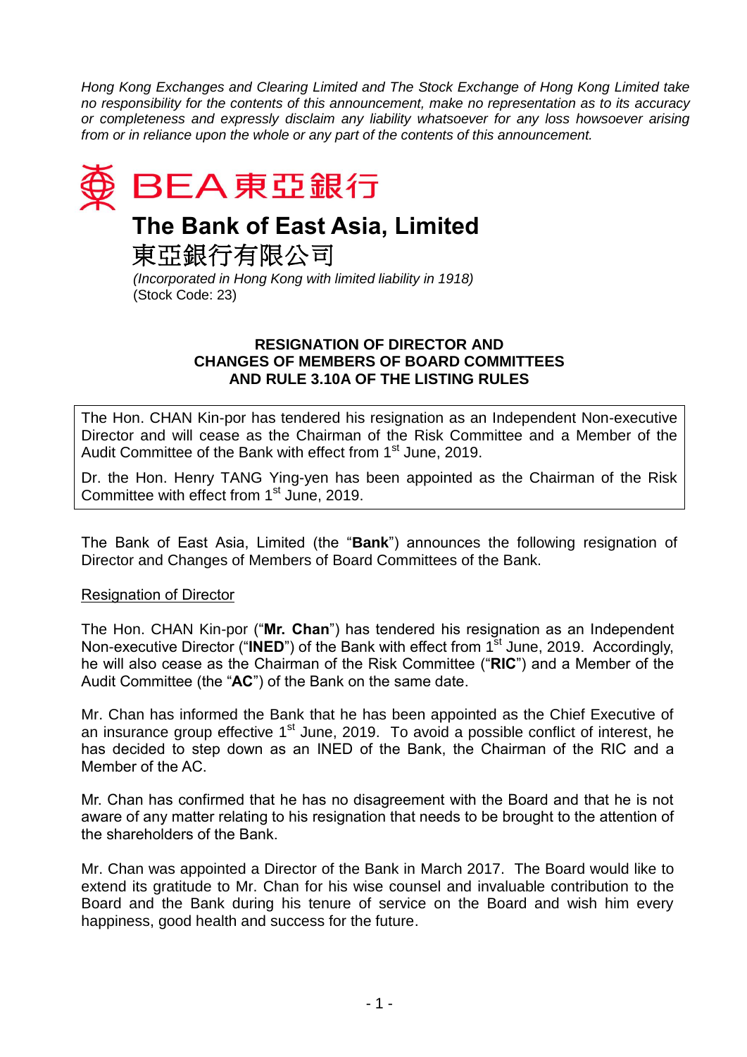*Hong Kong Exchanges and Clearing Limited and The Stock Exchange of Hong Kong Limited take no responsibility for the contents of this announcement, make no representation as to its accuracy or completeness and expressly disclaim any liability whatsoever for any loss howsoever arising from or in reliance upon the whole or any part of the contents of this announcement.*

BEA 東亞銀行

# The Bank of East Asia, Limited

東亞銀行有限公司

*(Incorporated in Hong Kong with limited liability in 1918)*
(Stock Code: 23)

## RESIGNATION OF DIRECTOR AND CHANGES OF MEMBERS OF BOARD COMMITTEES AND RULE 3.10A OF THE LISTING RULES

The Hon. CHAN Kin-por has tendered his resignation as an Independent Non-executive Director and will cease as the Chairman of the Risk Committee and a Member of the Audit Committee of the Bank with effect from 1st June, 2019.

Dr. the Hon. Henry TANG Ying-yen has been appointed as the Chairman of the Risk Committee with effect from 1st June, 2019.

The Bank of East Asia, Limited (the "**Bank**") announces the following resignation of Director and Changes of Members of Board Committees of the Bank.

Resignation of Director

The Hon. CHAN Kin-por ("**Mr. Chan**") has tendered his resignation as an Independent Non-executive Director ("**INED**") of the Bank with effect from 1st June, 2019. Accordingly, he will also cease as the Chairman of the Risk Committee ("**RIC**") and a Member of the Audit Committee (the "**AC**") of the Bank on the same date.

Mr. Chan has informed the Bank that he has been appointed as the Chief Executive of an insurance group effective 1st June, 2019. To avoid a possible conflict of interest, he has decided to step down as an INED of the Bank, the Chairman of the RIC and a Member of the AC.

Mr. Chan has confirmed that he has no disagreement with the Board and that he is not aware of any matter relating to his resignation that needs to be brought to the attention of the shareholders of the Bank.

Mr. Chan was appointed a Director of the Bank in March 2017. The Board would like to extend its gratitude to Mr. Chan for his wise counsel and invaluable contribution to the Board and the Bank during his tenure of service on the Board and wish him every happiness, good health and success for the future.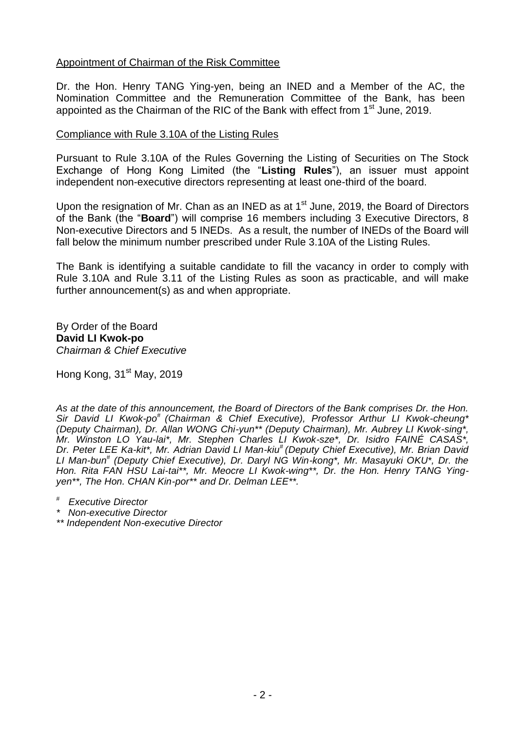Appointment of Chairman of the Risk Committee

Dr. the Hon. Henry TANG Ying-yen, being an INED and a Member of the AC, the Nomination Committee and the Remuneration Committee of the Bank, has been appointed as the Chairman of the RIC of the Bank with effect from 1st June, 2019.

Compliance with Rule 3.10A of the Listing Rules

Pursuant to Rule 3.10A of the Rules Governing the Listing of Securities on The Stock Exchange of Hong Kong Limited (the "**Listing Rules**"), an issuer must appoint independent non-executive directors representing at least one-third of the board.

Upon the resignation of Mr. Chan as an INED as at 1st June, 2019, the Board of Directors of the Bank (the "**Board**") will comprise 16 members including 3 Executive Directors, 8 Non-executive Directors and 5 INEDs. As a result, the number of INEDs of the Board will fall below the minimum number prescribed under Rule 3.10A of the Listing Rules.

The Bank is identifying a suitable candidate to fill the vacancy in order to comply with Rule 3.10A and Rule 3.11 of the Listing Rules as soon as practicable, and will make further announcement(s) as and when appropriate.

By Order of the Board
**David LI Kwok-po**
*Chairman & Chief Executive*

Hong Kong, 31st May, 2019

*As at the date of this announcement, the Board of Directors of the Bank comprises Dr. the Hon. Sir David LI Kwok-po# (Chairman & Chief Executive), Professor Arthur LI Kwok-cheung* (Deputy Chairman), Dr. Allan WONG Chi-yun** (Deputy Chairman), Mr. Aubrey LI Kwok-sing*, Mr. Winston LO Yau-lai*, Mr. Stephen Charles LI Kwok-sze*, Dr. Isidro FAINÉ CASAS*, Dr. Peter LEE Ka-kit*, Mr. Adrian David LI Man-kiu# (Deputy Chief Executive), Mr. Brian David LI Man-bun# (Deputy Chief Executive), Dr. Daryl NG Win-kong*, Mr. Masayuki OKU*, Dr. the Hon. Rita FAN HSU Lai-tai**, Mr. Meocre LI Kwok-wing**, Dr. the Hon. Henry TANG Ying-yen**, The Hon. CHAN Kin-por** and Dr. Delman LEE**.*

*# Executive Director*
*\* Non-executive Director*
*\*\* Independent Non-executive Director*